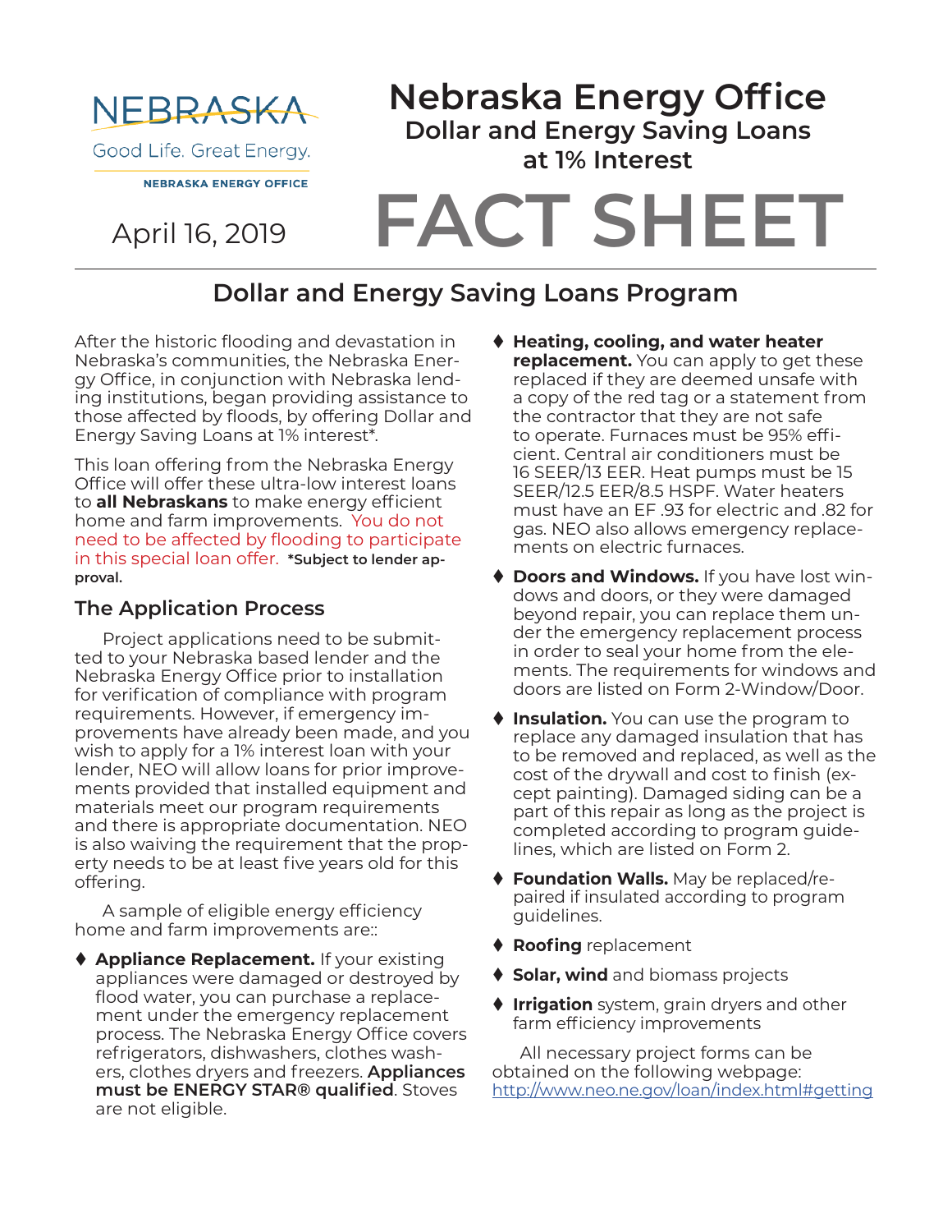NEBRASKA

Good Life. Great Energy.

NEBRASKA ENERGY OFFICE

April 16, 2019

# Nebraska Energy Office
## Dollar and Energy Saving Loans at 1% Interest

# FACT SHEET

## Dollar and Energy Saving Loans Program

After the historic flooding and devastation in Nebraska's communities, the Nebraska Energy Office, in conjunction with Nebraska lending institutions, began providing assistance to those affected by floods, by offering Dollar and Energy Saving Loans at 1% interest*.

This loan offering from the Nebraska Energy Office will offer these ultra-low interest loans to **all Nebraskans** to make energy efficient home and farm improvements. You do not need to be affected by flooding to participate in this special loan offer. ***Subject to lender approval.**

### The Application Process

Project applications need to be submitted to your Nebraska based lender and the Nebraska Energy Office prior to installation for verification of compliance with program requirements. However, if emergency improvements have already been made, and you wish to apply for a 1% interest loan with your lender, NEO will allow loans for prior improvements provided that installed equipment and materials meet our program requirements and there is appropriate documentation. NEO is also waiving the requirement that the property needs to be at least five years old for this offering.

A sample of eligible energy efficiency home and farm improvements are::

- **Appliance Replacement.** If your existing appliances were damaged or destroyed by flood water, you can purchase a replacement under the emergency replacement process. The Nebraska Energy Office covers refrigerators, dishwashers, clothes washers, clothes dryers and freezers. **Appliances must be ENERGY STAR® qualified**. Stoves are not eligible.
- **Heating, cooling, and water heater replacement.** You can apply to get these replaced if they are deemed unsafe with a copy of the red tag or a statement from the contractor that they are not safe to operate. Furnaces must be 95% efficient. Central air conditioners must be 16 SEER/13 EER. Heat pumps must be 15 SEER/12.5 EER/8.5 HSPF. Water heaters must have an EF .93 for electric and .82 for gas. NEO also allows emergency replacements on electric furnaces.
- **Doors and Windows.** If you have lost windows and doors, or they were damaged beyond repair, you can replace them under the emergency replacement process in order to seal your home from the elements. The requirements for windows and doors are listed on Form 2-Window/Door.
- **Insulation.** You can use the program to replace any damaged insulation that has to be removed and replaced, as well as the cost of the drywall and cost to finish (except painting). Damaged siding can be a part of this repair as long as the project is completed according to program guidelines, which are listed on Form 2.
- **Foundation Walls.** May be replaced/repaired if insulated according to program guidelines.
- **Roofing** replacement
- **Solar, wind** and biomass projects
- **Irrigation** system, grain dryers and other farm efficiency improvements

All necessary project forms can be obtained on the following webpage: [http://www.neo.ne.gov/loan/index.html#getting](http://www.neo.ne.gov/loan/index.html#getting)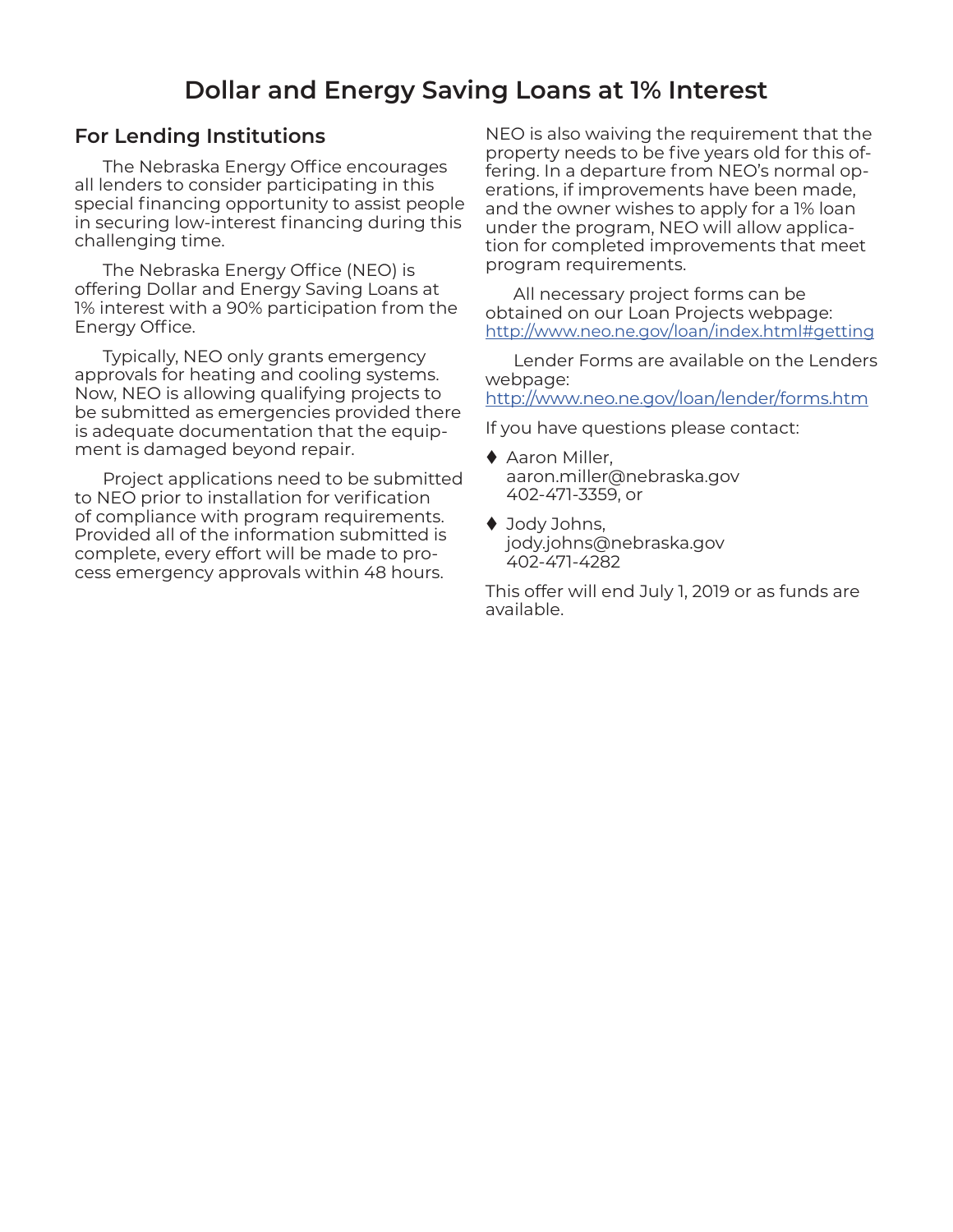# Dollar and Energy Saving Loans at 1% Interest

## For Lending Institutions

The Nebraska Energy Office encourages all lenders to consider participating in this special financing opportunity to assist people in securing low-interest financing during this challenging time.

The Nebraska Energy Office (NEO) is offering Dollar and Energy Saving Loans at 1% interest with a 90% participation from the Energy Office.

Typically, NEO only grants emergency approvals for heating and cooling systems. Now, NEO is allowing qualifying projects to be submitted as emergencies provided there is adequate documentation that the equipment is damaged beyond repair.

Project applications need to be submitted to NEO prior to installation for verification of compliance with program requirements. Provided all of the information submitted is complete, every effort will be made to process emergency approvals within 48 hours.

NEO is also waiving the requirement that the property needs to be five years old for this offering. In a departure from NEO's normal operations, if improvements have been made, and the owner wishes to apply for a 1% loan under the program, NEO will allow application for completed improvements that meet program requirements.

All necessary project forms can be obtained on our Loan Projects webpage: http://www.neo.ne.gov/loan/index.html#getting

Lender Forms are available on the Lenders webpage: http://www.neo.ne.gov/loan/lender/forms.htm

If you have questions please contact:

- Aaron Miller,
  aaron.miller@nebraska.gov
  402-471-3359, or
- Jody Johns,
  jody.johns@nebraska.gov
  402-471-4282

This offer will end July 1, 2019 or as funds are available.